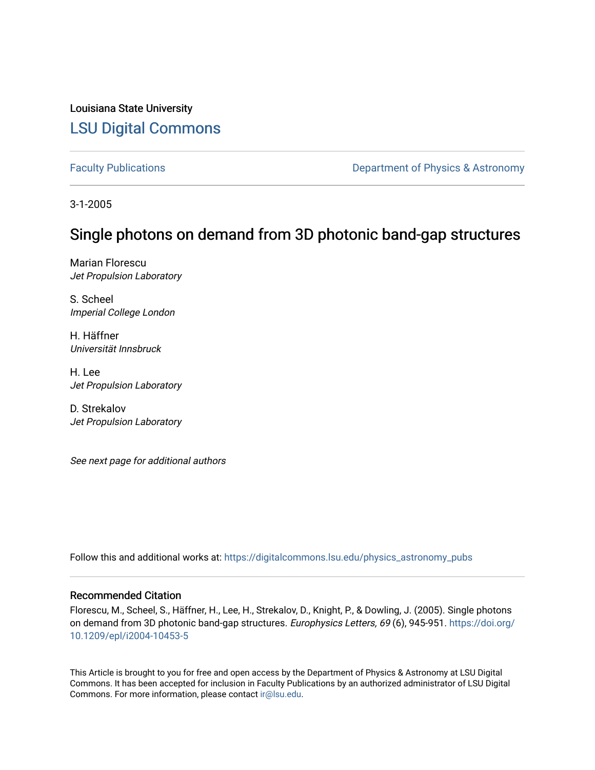Louisiana State University

# LSU Digital Commons

Faculty Publications | Department of Physics & Astronomy

3-1-2005

## Single photons on demand from 3D photonic band-gap structures

Marian Florescu
*Jet Propulsion Laboratory*

S. Scheel
*Imperial College London*

H. Häffner
*Universität Innsbruck*

H. Lee
*Jet Propulsion Laboratory*

D. Strekalov
*Jet Propulsion Laboratory*

*See next page for additional authors*

Follow this and additional works at: https://digitalcommons.lsu.edu/physics_astronomy_pubs

### Recommended Citation

Florescu, M., Scheel, S., Häffner, H., Lee, H., Strekalov, D., Knight, P., & Dowling, J. (2005). Single photons on demand from 3D photonic band-gap structures. *Europhysics Letters, 69* (6), 945-951. https://doi.org/10.1209/epl/i2004-10453-5

This Article is brought to you for free and open access by the Department of Physics & Astronomy at LSU Digital Commons. It has been accepted for inclusion in Faculty Publications by an authorized administrator of LSU Digital Commons. For more information, please contact ir@lsu.edu.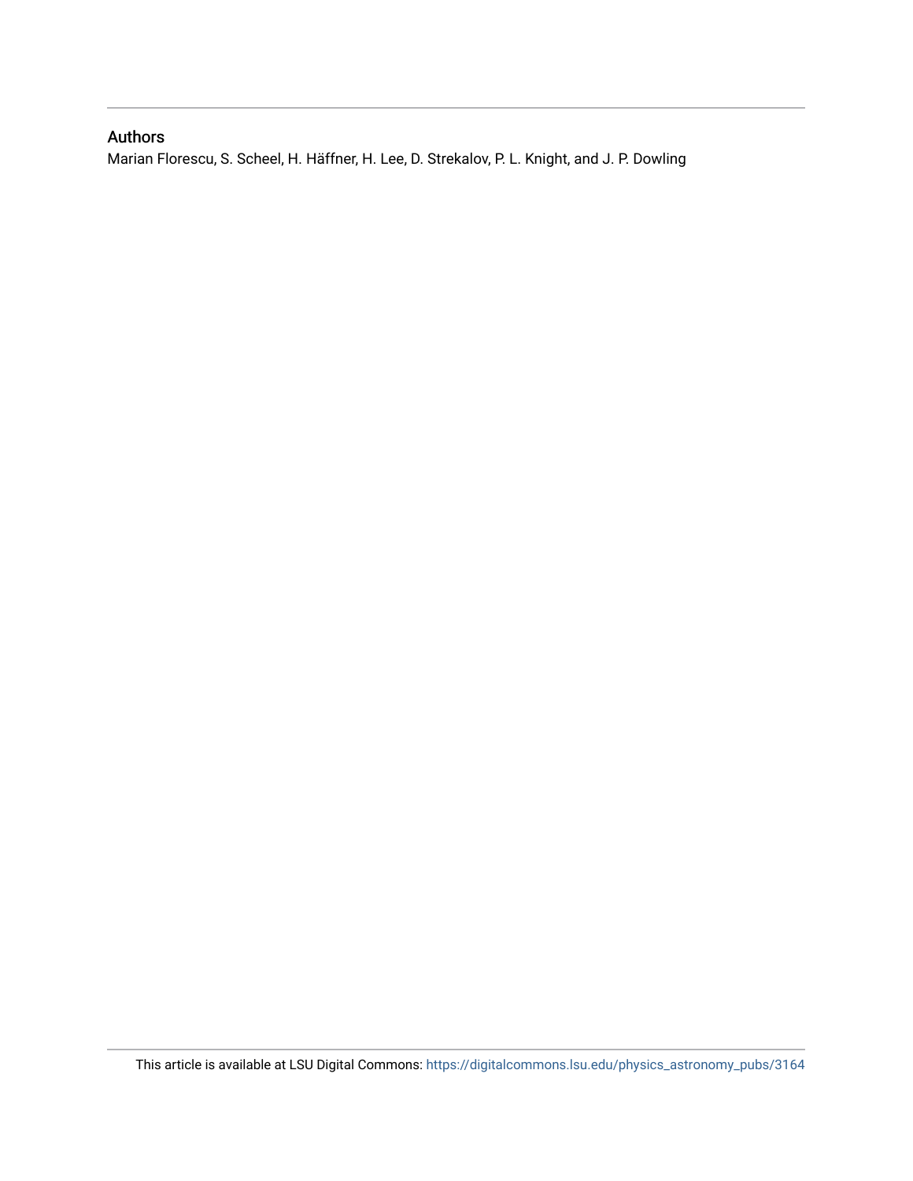## Authors

Marian Florescu, S. Scheel, H. Häffner, H. Lee, D. Strekalov, P. L. Knight, and J. P. Dowling

This article is available at LSU Digital Commons: https://digitalcommons.lsu.edu/physics_astronomy_pubs/3164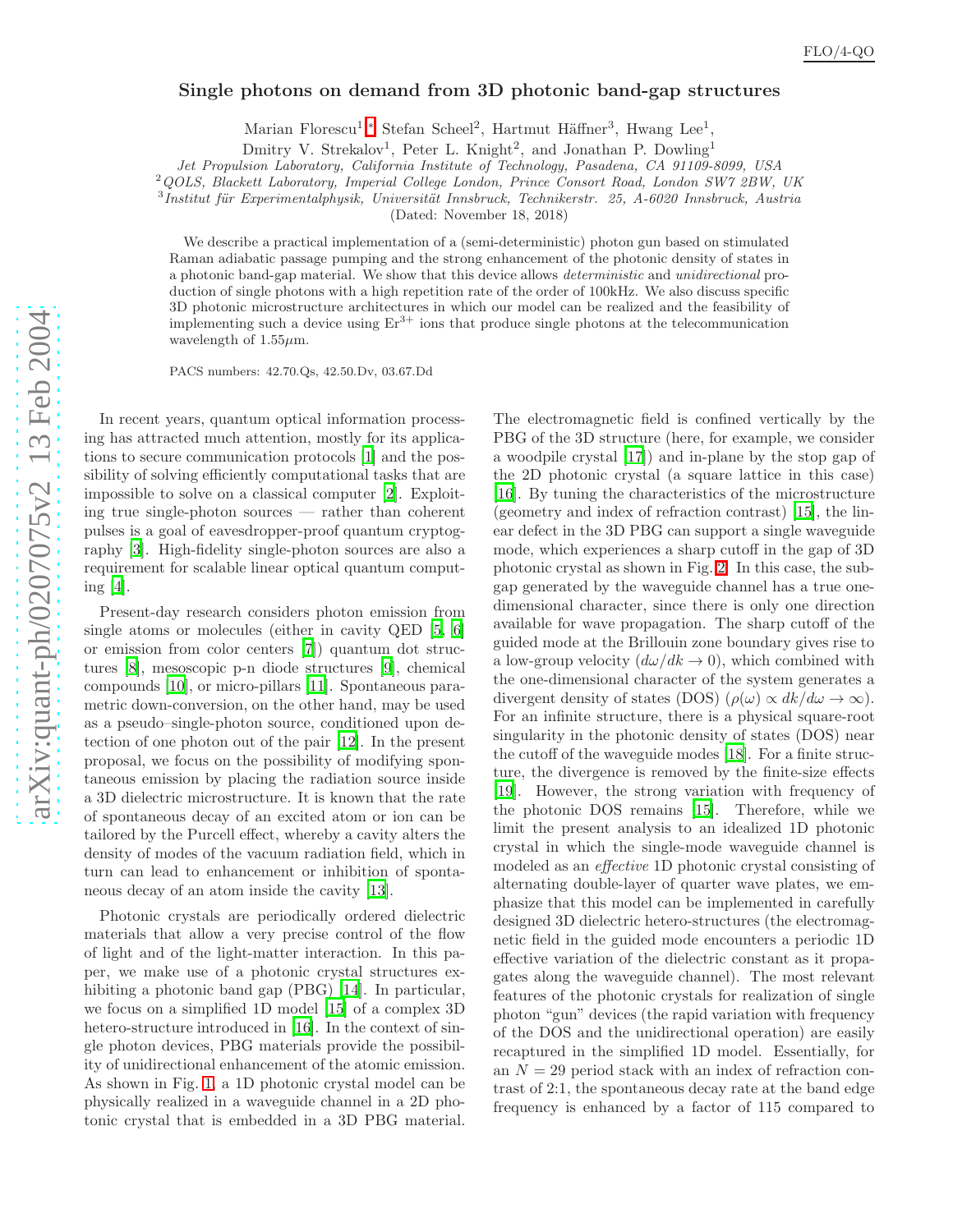# Single photons on demand from 3D photonic band-gap structures

Marian Florescu[1,*] Stefan Scheel[2], Hartmut Häffner[3], Hwang Lee[1], Dmitry V. Strekalov[1], Peter L. Knight[2], and Jonathan P. Dowling[1]

*Jet Propulsion Laboratory, California Institute of Technology, Pasadena, CA 91109-8099, USA*
[2]*QOLS, Blackett Laboratory, Imperial College London, Prince Consort Road, London SW7 2BW, UK*
[3]*Institut für Experimentalphysik, Universität Innsbruck, Technikerstr. 25, A-6020 Innsbruck, Austria*
(Dated: November 18, 2018)

We describe a practical implementation of a (semi-deterministic) photon gun based on stimulated Raman adiabatic passage pumping and the strong enhancement of the photonic density of states in a photonic band-gap material. We show that this device allows *deterministic* and *unidirectional* production of single photons with a high repetition rate of the order of 100kHz. We also discuss specific 3D photonic microstructure architectures in which our model can be realized and the feasibility of implementing such a device using $Er^{3+}$ ions that produce single photons at the telecommunication wavelength of $1.55\mu$m.

PACS numbers: 42.70.Qs, 42.50.Dv, 03.67.Dd

In recent years, quantum optical information processing has attracted much attention, mostly for its applications to secure communication protocols [1] and the possibility of solving efficiently computational tasks that are impossible to solve on a classical computer [2]. Exploiting true single-photon sources — rather than coherent pulses is a goal of eavesdropper-proof quantum cryptography [3]. High-fidelity single-photon sources are also a requirement for scalable linear optical quantum computing [4].

Present-day research considers photon emission from single atoms or molecules (either in cavity QED [5, 6] or emission from color centers [7]) quantum dot structures [8], mesoscopic p-n diode structures [9], chemical compounds [10], or micro-pillars [11]. Spontaneous parametric down-conversion, on the other hand, may be used as a pseudo–single-photon source, conditioned upon detection of one photon out of the pair [12]. In the present proposal, we focus on the possibility of modifying spontaneous emission by placing the radiation source inside a 3D dielectric microstructure. It is known that the rate of spontaneous decay of an excited atom or ion can be tailored by the Purcell effect, whereby a cavity alters the density of modes of the vacuum radiation field, which in turn can lead to enhancement or inhibition of spontaneous decay of an atom inside the cavity [13].

Photonic crystals are periodically ordered dielectric materials that allow a very precise control of the flow of light and of the light-matter interaction. In this paper, we make use of a photonic crystal structures exhibiting a photonic band gap (PBG) [14]. In particular, we focus on a simplified 1D model [15] of a complex 3D hetero-structure introduced in [16]. In the context of single photon devices, PBG materials provide the possibility of unidirectional enhancement of the atomic emission. As shown in Fig. 1, a 1D photonic crystal model can be physically realized in a waveguide channel in a 2D photonic crystal that is embedded in a 3D PBG material. The electromagnetic field is confined vertically by the PBG of the 3D structure (here, for example, we consider a woodpile crystal [17]) and in-plane by the stop gap of the 2D photonic crystal (a square lattice in this case) [16]. By tuning the characteristics of the microstructure (geometry and index of refraction contrast) [15], the linear defect in the 3D PBG can support a single waveguide mode, which experiences a sharp cutoff in the gap of 3D photonic crystal as shown in Fig. 2. In this case, the subgap generated by the waveguide channel has a true one-dimensional character, since there is only one direction available for wave propagation. The sharp cutoff of the guided mode at the Brillouin zone boundary gives rise to a low-group velocity ($d\omega/dk \to 0$), which combined with the one-dimensional character of the system generates a divergent density of states (DOS) ($\rho(\omega) \propto dk/d\omega \to \infty$). For an infinite structure, there is a physical square-root singularity in the photonic density of states (DOS) near the cutoff of the waveguide modes [18]. For a finite structure, the divergence is removed by the finite-size effects [19]. However, the strong variation with frequency of the photonic DOS remains [15]. Therefore, while we limit the present analysis to an idealized 1D photonic crystal in which the single-mode waveguide channel is modeled as an *effective* 1D photonic crystal consisting of alternating double-layer of quarter wave plates, we emphasize that this model can be implemented in carefully designed 3D dielectric hetero-structures (the electromagnetic field in the guided mode encounters a periodic 1D effective variation of the dielectric constant as it propagates along the waveguide channel). The most relevant features of the photonic crystals for realization of single photon "gun" devices (the rapid variation with frequency of the DOS and the unidirectional operation) are easily recaptured in the simplified 1D model. Essentially, for an $N = 29$ period stack with an index of refraction contrast of 2:1, the spontaneous decay rate at the band edge frequency is enhanced by a factor of 115 compared to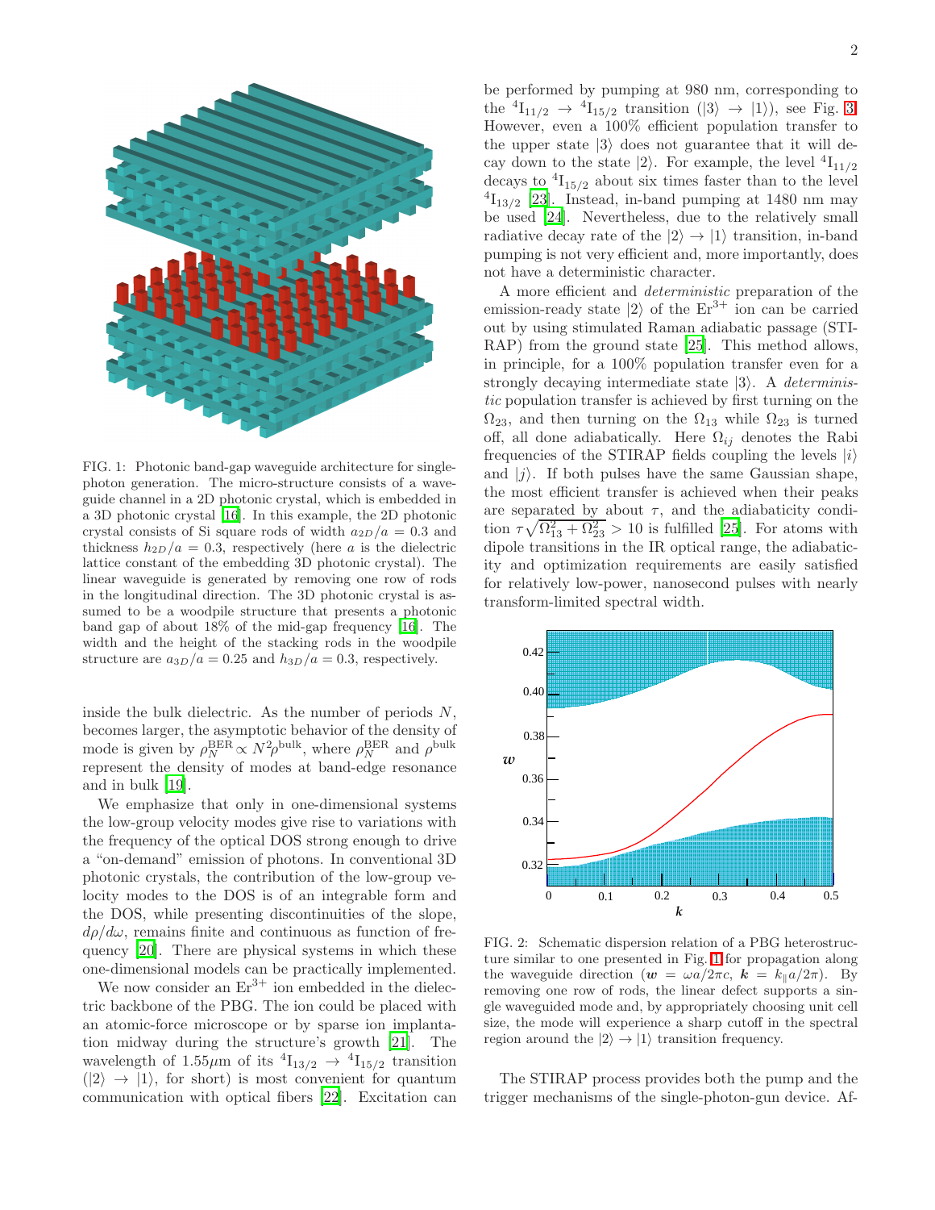FIG. 1: Photonic band-gap waveguide architecture for single-photon generation. The micro-structure consists of a waveguide channel in a 2D photonic crystal, which is embedded in a 3D photonic crystal [16]. In this example, the 2D photonic crystal consists of Si square rods of width $a_{2D}/a = 0.3$ and thickness $h_{2D}/a = 0.3$, respectively (here $a$ is the dielectric lattice constant of the embedding 3D photonic crystal). The linear waveguide is generated by removing one row of rods in the longitudinal direction. The 3D photonic crystal is assumed to be a woodpile structure that presents a photonic band gap of about 18% of the mid-gap frequency [16]. The width and the height of the stacking rods in the woodpile structure are $a_{3D}/a = 0.25$ and $h_{3D}/a = 0.3$, respectively.

inside the bulk dielectric. As the number of periods $N$, becomes larger, the asymptotic behavior of the density of mode is given by $\rho_N^{\rm BER} \propto N^2 \rho^{\rm bulk}$, where $\rho_N^{\rm BER}$ and $\rho^{\rm bulk}$ represent the density of modes at band-edge resonance and in bulk [19].

We emphasize that only in one-dimensional systems the low-group velocity modes give rise to variations with the frequency of the optical DOS strong enough to drive a "on-demand" emission of photons. In conventional 3D photonic crystals, the contribution of the low-group velocity modes to the DOS is of an integrable form and the DOS, while presenting discontinuities of the slope, $d\rho/d\omega$, remains finite and continuous as function of frequency [20]. There are physical systems in which these one-dimensional models can be practically implemented.

We now consider an $Er^{3+}$ ion embedded in the dielectric backbone of the PBG. The ion could be placed with an atomic-force microscope or by sparse ion implantation midway during the structure's growth [21]. The wavelength of 1.55$\mu$m of its ${}^4\mathrm{I}_{13/2} \rightarrow {}^4\mathrm{I}_{15/2}$ transition ($|2\rangle \rightarrow |1\rangle$, for short) is most convenient for quantum communication with optical fibers [22]. Excitation can be performed by pumping at 980 nm, corresponding to the ${}^4\mathrm{I}_{11/2} \rightarrow {}^4\mathrm{I}_{15/2}$ transition ($|3\rangle \rightarrow |1\rangle$), see Fig. 3. However, even a 100% efficient population transfer to the upper state $|3\rangle$ does not guarantee that it will decay down to the state $|2\rangle$. For example, the level ${}^4\mathrm{I}_{11/2}$ decays to ${}^4\mathrm{I}_{15/2}$ about six times faster than to the level ${}^4\mathrm{I}_{13/2}$ [23]. Instead, in-band pumping at 1480 nm may be used [24]. Nevertheless, due to the relatively small radiative decay rate of the $|2\rangle \rightarrow |1\rangle$ transition, in-band pumping is not very efficient and, more importantly, does not have a deterministic character.

A more efficient and *deterministic* preparation of the emission-ready state $|2\rangle$ of the $Er^{3+}$ ion can be carried out by using stimulated Raman adiabatic passage (STIRAP) from the ground state [25]. This method allows, in principle, for a 100% population transfer even for a strongly decaying intermediate state $|3\rangle$. A *deterministic* population transfer is achieved by first turning on the $\Omega_{23}$, and then turning on the $\Omega_{13}$ while $\Omega_{23}$ is turned off, all done adiabatically. Here $\Omega_{ij}$ denotes the Rabi frequencies of the STIRAP fields coupling the levels $|i\rangle$ and $|j\rangle$. If both pulses have the same Gaussian shape, the most efficient transfer is achieved when their peaks are separated by about $\tau$, and the adiabaticity condition $\tau\sqrt{\Omega_{13}^2 + \Omega_{23}^2} > 10$ is fulfilled [25]. For atoms with dipole transitions in the IR optical range, the adiabaticity and optimization requirements are easily satisfied for relatively low-power, nanosecond pulses with nearly transform-limited spectral width.

FIG. 2: Schematic dispersion relation of a PBG heterostructure similar to one presented in Fig. 1 for propagation along the waveguide direction ($\boldsymbol{w} = \omega a/2\pi c$, $\boldsymbol{k} = k_\parallel a/2\pi$). By removing one row of rods, the linear defect supports a single waveguided mode and, by appropriately choosing unit cell size, the mode will experience a sharp cutoff in the spectral region around the $|2\rangle \rightarrow |1\rangle$ transition frequency.

The STIRAP process provides both the pump and the trigger mechanisms of the single-photon-gun device. Af-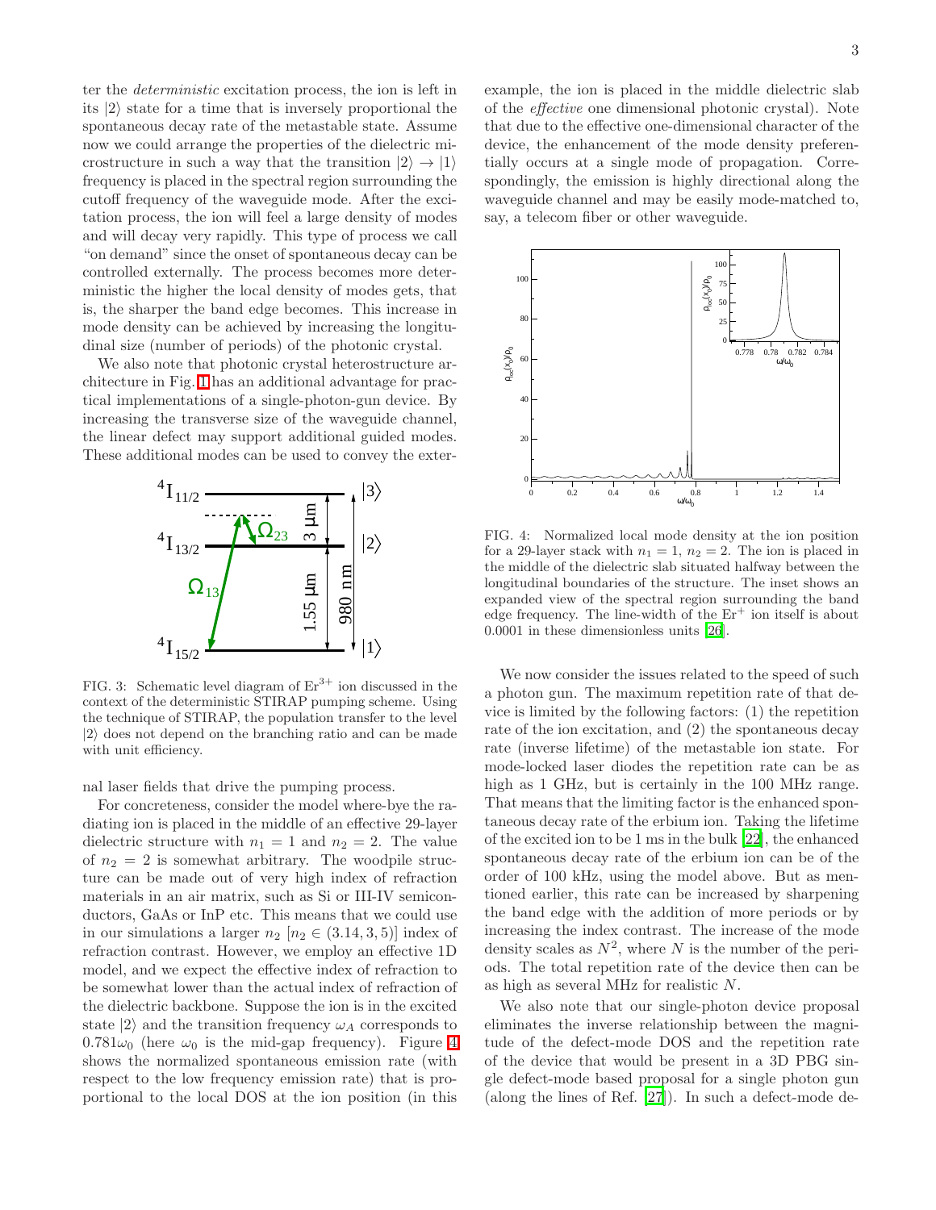ter the *deterministic* excitation process, the ion is left in its $|2\rangle$ state for a time that is inversely proportional the spontaneous decay rate of the metastable state. Assume now we could arrange the properties of the dielectric microstructure in such a way that the transition $|2\rangle \to |1\rangle$ frequency is placed in the spectral region surrounding the cutoff frequency of the waveguide mode. After the excitation process, the ion will feel a large density of modes and will decay very rapidly. This type of process we call "on demand" since the onset of spontaneous decay can be controlled externally. The process becomes more deterministic the higher the local density of modes gets, that is, the sharper the band edge becomes. This increase in mode density can be achieved by increasing the longitudinal size (number of periods) of the photonic crystal.

We also note that photonic crystal heterostructure architecture in Fig. 1 has an additional advantage for practical implementations of a single-photon-gun device. By increasing the transverse size of the waveguide channel, the linear defect may support additional guided modes. These additional modes can be used to convey the external laser fields that drive the pumping process.

FIG. 3: Schematic level diagram of $Er^{3+}$ ion discussed in the context of the deterministic STIRAP pumping scheme. Using the technique of STIRAP, the population transfer to the level $|2\rangle$ does not depend on the branching ratio and can be made with unit efficiency.

For concreteness, consider the model where-bye the radiating ion is placed in the middle of an effective 29-layer dielectric structure with $n_1 = 1$ and $n_2 = 2$. The value of $n_2 = 2$ is somewhat arbitrary. The woodpile structure can be made out of very high index of refraction materials in an air matrix, such as Si or III-IV semiconductors, GaAs or InP etc. This means that we could use in our simulations a larger $n_2$ [$n_2 \in (3.14, 3, 5)$] index of refraction contrast. However, we employ an effective 1D model, and we expect the effective index of refraction to be somewhat lower than the actual index of refraction of the dielectric backbone. Suppose the ion is in the excited state $|2\rangle$ and the transition frequency $\omega_A$ corresponds to $0.781\omega_0$ (here $\omega_0$ is the mid-gap frequency). Figure 4 shows the normalized spontaneous emission rate (with respect to the low frequency emission rate) that is proportional to the local DOS at the ion position (in this example, the ion is placed in the middle dielectric slab of the *effective* one dimensional photonic crystal). Note that due to the effective one-dimensional character of the device, the enhancement of the mode density preferentially occurs at a single mode of propagation. Correspondingly, the emission is highly directional along the waveguide channel and may be easily mode-matched to, say, a telecom fiber or other waveguide.

FIG. 4: Normalized local mode density at the ion position for a 29-layer stack with $n_1 = 1$, $n_2 = 2$. The ion is placed in the middle of the dielectric slab situated halfway between the longitudinal boundaries of the structure. The inset shows an expanded view of the spectral region surrounding the band edge frequency. The line-width of the $Er^{+}$ ion itself is about 0.0001 in these dimensionless units [26].

We now consider the issues related to the speed of such a photon gun. The maximum repetition rate of that device is limited by the following factors: (1) the repetition rate of the ion excitation, and (2) the spontaneous decay rate (inverse lifetime) of the metastable ion state. For mode-locked laser diodes the repetition rate can be as high as 1 GHz, but is certainly in the 100 MHz range. That means that the limiting factor is the enhanced spontaneous decay rate of the erbium ion. Taking the lifetime of the excited ion to be 1 ms in the bulk [22], the enhanced spontaneous decay rate of the erbium ion can be of the order of 100 kHz, using the model above. But as mentioned earlier, this rate can be increased by sharpening the band edge with the addition of more periods or by increasing the index contrast. The increase of the mode density scales as $N^2$, where $N$ is the number of the periods. The total repetition rate of the device then can be as high as several MHz for realistic $N$.

We also note that our single-photon device proposal eliminates the inverse relationship between the magnitude of the defect-mode DOS and the repetition rate of the device that would be present in a 3D PBG single defect-mode based proposal for a single photon gun (along the lines of Ref. [27]). In such a defect-mode de-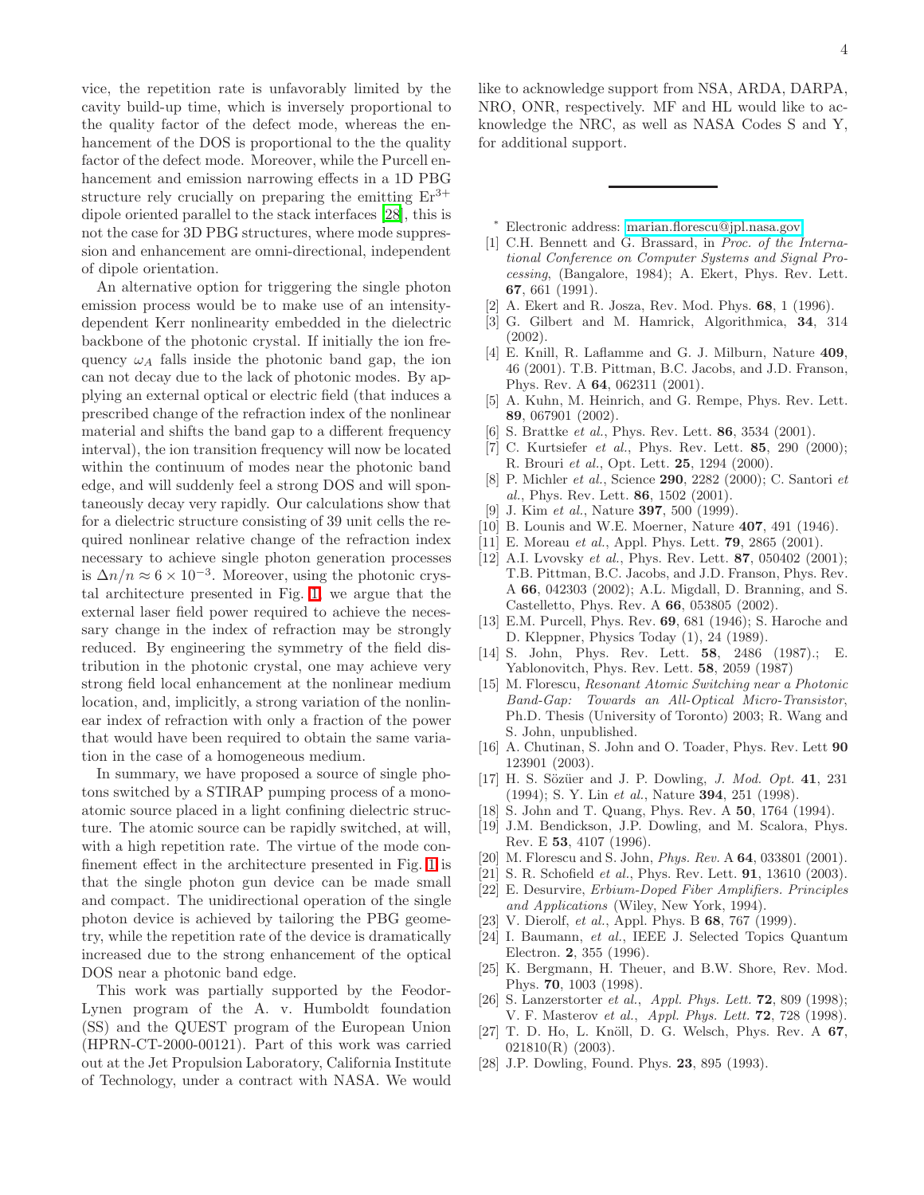vice, the repetition rate is unfavorably limited by the cavity build-up time, which is inversely proportional to the quality factor of the defect mode, whereas the enhancement of the DOS is proportional to the the quality factor of the defect mode. Moreover, while the Purcell enhancement and emission narrowing effects in a 1D PBG structure rely crucially on preparing the emitting $Er^{3+}$ dipole oriented parallel to the stack interfaces [28], this is not the case for 3D PBG structures, where mode suppression and enhancement are omni-directional, independent of dipole orientation.

An alternative option for triggering the single photon emission process would be to make use of an intensity-dependent Kerr nonlinearity embedded in the dielectric backbone of the photonic crystal. If initially the ion frequency $\omega_A$ falls inside the photonic band gap, the ion can not decay due to the lack of photonic modes. By applying an external optical or electric field (that induces a prescribed change of the refraction index of the nonlinear material and shifts the band gap to a different frequency interval), the ion transition frequency will now be located within the continuum of modes near the photonic band edge, and will suddenly feel a strong DOS and will spontaneously decay very rapidly. Our calculations show that for a dielectric structure consisting of 39 unit cells the required nonlinear relative change of the refraction index necessary to achieve single photon generation processes is $\Delta n/n \approx 6 \times 10^{-3}$. Moreover, using the photonic crystal architecture presented in Fig. 1, we argue that the external laser field power required to achieve the necessary change in the index of refraction may be strongly reduced. By engineering the symmetry of the field distribution in the photonic crystal, one may achieve very strong field local enhancement at the nonlinear medium location, and, implicitly, a strong variation of the nonlinear index of refraction with only a fraction of the power that would have been required to obtain the same variation in the case of a homogeneous medium.

In summary, we have proposed a source of single photons switched by a STIRAP pumping process of a monoatomic source placed in a light confining dielectric structure. The atomic source can be rapidly switched, at will, with a high repetition rate. The virtue of the mode confinement effect in the architecture presented in Fig. 1 is that the single photon gun device can be made small and compact. The unidirectional operation of the single photon device is achieved by tailoring the PBG geometry, while the repetition rate of the device is dramatically increased due to the strong enhancement of the optical DOS near a photonic band edge.

This work was partially supported by the Feodor-Lynen program of the A. v. Humboldt foundation (SS) and the QUEST program of the European Union (HPRN-CT-2000-00121). Part of this work was carried out at the Jet Propulsion Laboratory, California Institute of Technology, under a contract with NASA. We would like to acknowledge support from NSA, ARDA, DARPA, NRO, ONR, respectively. MF and HL would like to acknowledge the NRC, as well as NASA Codes S and Y, for additional support.

---

* Electronic address: marian.florescu@jpl.nasa.gov

[1] C.H. Bennett and G. Brassard, in *Proc. of the International Conference on Computer Systems and Signal Processing*, (Bangalore, 1984); A. Ekert, Phys. Rev. Lett. **67**, 661 (1991).

[2] A. Ekert and R. Josza, Rev. Mod. Phys. **68**, 1 (1996).

[3] G. Gilbert and M. Hamrick, Algorithmica, **34**, 314 (2002).

[4] E. Knill, R. Laflamme and G. J. Milburn, Nature **409**, 46 (2001). T.B. Pittman, B.C. Jacobs, and J.D. Franson, Phys. Rev. A **64**, 062311 (2001).

[5] A. Kuhn, M. Heinrich, and G. Rempe, Phys. Rev. Lett. **89**, 067901 (2002).

[6] S. Brattke *et al.*, Phys. Rev. Lett. **86**, 3534 (2001).

[7] C. Kurtsiefer *et al.*, Phys. Rev. Lett. **85**, 290 (2000); R. Brouri *et al.*, Opt. Lett. **25**, 1294 (2000).

[8] P. Michler *et al.*, Science **290**, 2282 (2000); C. Santori *et al.*, Phys. Rev. Lett. **86**, 1502 (2001).

[9] J. Kim *et al.*, Nature **397**, 500 (1999).

[10] B. Lounis and W.E. Moerner, Nature **407**, 491 (1946).

[11] E. Moreau *et al.*, Appl. Phys. Lett. **79**, 2865 (2001).

[12] A.I. Lvovsky *et al.*, Phys. Rev. Lett. **87**, 050402 (2001); T.B. Pittman, B.C. Jacobs, and J.D. Franson, Phys. Rev. A **66**, 042303 (2002); A.L. Migdall, D. Branning, and S. Castelletto, Phys. Rev. A **66**, 053805 (2002).

[13] E.M. Purcell, Phys. Rev. **69**, 681 (1946); S. Haroche and D. Kleppner, Physics Today (1), 24 (1989).

[14] S. John, Phys. Rev. Lett. **58**, 2486 (1987).; E. Yablonovitch, Phys. Rev. Lett. **58**, 2059 (1987)

[15] M. Florescu, *Resonant Atomic Switching near a Photonic Band-Gap: Towards an All-Optical Micro-Transistor*, Ph.D. Thesis (University of Toronto) 2003; R. Wang and S. John, unpublished.

[16] A. Chutinan, S. John and O. Toader, Phys. Rev. Lett **90** 123901 (2003).

[17] H. S. Sözüer and J. P. Dowling, *J. Mod. Opt.* **41**, 231 (1994); S. Y. Lin *et al.*, Nature **394**, 251 (1998).

[18] S. John and T. Quang, Phys. Rev. A **50**, 1764 (1994).

[19] J.M. Bendickson, J.P. Dowling, and M. Scalora, Phys. Rev. E **53**, 4107 (1996).

[20] M. Florescu and S. John, *Phys. Rev.* A **64**, 033801 (2001).

[21] S. R. Schofield *et al.*, Phys. Rev. Lett. **91**, 13610 (2003).

[22] E. Desurvire, *Erbium-Doped Fiber Amplifiers. Principles and Applications* (Wiley, New York, 1994).

[23] V. Dierolf, *et al.*, Appl. Phys. B **68**, 767 (1999).

[24] I. Baumann, *et al.*, IEEE J. Selected Topics Quantum Electron. **2**, 355 (1996).

[25] K. Bergmann, H. Theuer, and B.W. Shore, Rev. Mod. Phys. **70**, 1003 (1998).

[26] S. Lanzerstorter *et al.*, *Appl. Phys. Lett.* **72**, 809 (1998); V. F. Masterov *et al.*, *Appl. Phys. Lett.* **72**, 728 (1998).

[27] T. D. Ho, L. Knöll, D. G. Welsch, Phys. Rev. A **67**, 021810(R) (2003).

[28] J.P. Dowling, Found. Phys. **23**, 895 (1993).